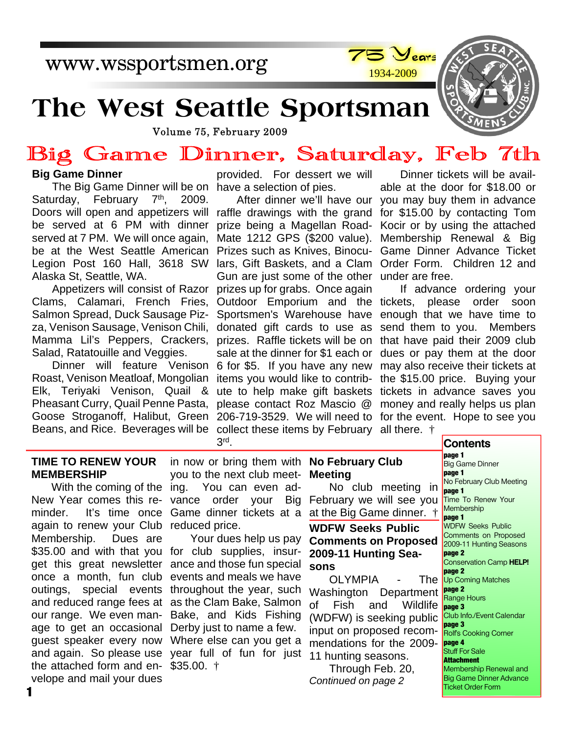www.wssportsmen.org

75 Years 1934-2009

# The West Seattle Sportsman

Volume 75, February 2009

## Big Game Dinner, Saturday, Feb 7th

### Big Game Dinner

The Big Game Dinner will be on Saturday, February 7th, 2009. Doors will open and appetizers will be served at 6 PM with dinner served at 7 PM. We will once again, be at the West Seattle American Legion Post 160 Hall, 3618 SW Alaska St, Seattle, WA.

Appetizers will consist of Razor Clams, Calamari, French Fries, Salmon Spread, Duck Sausage Pizza, Venison Sausage, Venison Chili, Mamma Lil's Peppers, Crackers, Salad, Ratatouille and Veggies.

Dinner will feature Venison Roast, Venison Meatloaf, Mongolian Elk, Teriyaki Venison, Quail & Pheasant Curry, Quail Penne Pasta, Goose Stroganoff, Halibut, Green Beans, and Rice. Beverages will be provided. For dessert we will have a selection of pies.

After dinner we'll have our raffle drawings with the grand prize being a Magellan RoadMate 1212 GPS ($200 value). Prizes such as Knives, Binoculars, Gift Baskets, and a Clam Gun are just some of the other prizes up for grabs. Once again Outdoor Emporium and the Sportsmen's Warehouse have donated gift cards to use as prizes. Raffle tickets will be on sale at the dinner for $1 each or 6 for $5. If you have any new items you would like to contribute to help make gift baskets please contact Roz Mascio @ 206-719-3529. We will need to collect these items by February 3rd.

Dinner tickets will be available at the door for $18.00 or you may buy them in advance for $15.00 by contacting Tom Kocir or by using the attached Membership Renewal & Big Game Dinner Advance Ticket Order Form. Children 12 and under are free.

If advance ordering your tickets, please order soon enough that we have time to send them to you. Members that have paid their 2009 club dues or pay them at the door may also receive their tickets at the $15.00 price. Buying your tickets in advance saves you money and really helps us plan for the event. Hope to see you all there. †

### TIME TO RENEW YOUR MEMBERSHIP

With the coming of the New Year comes this reminder. It's time once again to renew your Club Membership. Dues are $35.00 and with that you get this great newsletter once a month, fun club outings, special events and reduced range fees at our range. We even manage to get an occasional guest speaker every now and again. So please use the attached form and envelope and mail your dues in now or bring them with you to the next club meeting. You can even advance order your Big Game dinner tickets at a reduced price.

Your dues help us pay for club supplies, insurance and those fun special events and meals we have throughout the year, such as the Clam Bake, Salmon Bake, and Kids Fishing Derby just to name a few. Where else can you get a year full of fun for just $35.00. †

### No February Club Meeting

No club meeting in February we will see you at the Big Game dinner. †

### WDFW Seeks Public Comments on Proposed 2009-11 Hunting Seasons

OLYMPIA - The Washington Department of Fish and Wildlife (WDFW) is seeking public input on proposed recommendations for the 2009-11 hunting seasons.

Through Feb. 20,

*Continued on page 2*

### Contents

- **page 1** Big Game Dinner
- **page 1** No February Club Meeting
- **page 1** Time To Renew Your Membership
- **page 1** WDFW Seeks Public Comments on Proposed 2009-11 Hunting Seasons
- **page 2** Conservation Camp **HELP!**
- **page 2** Up Coming Matches
- **page 2** Range Hours
- **page 3** Club Info./Event Calendar
- **page 3** Rolf's Cooking Corner
- **page 4** Stuff For Sale
- **Attachment** Membership Renewal and Big Game Dinner Advance Ticket Order Form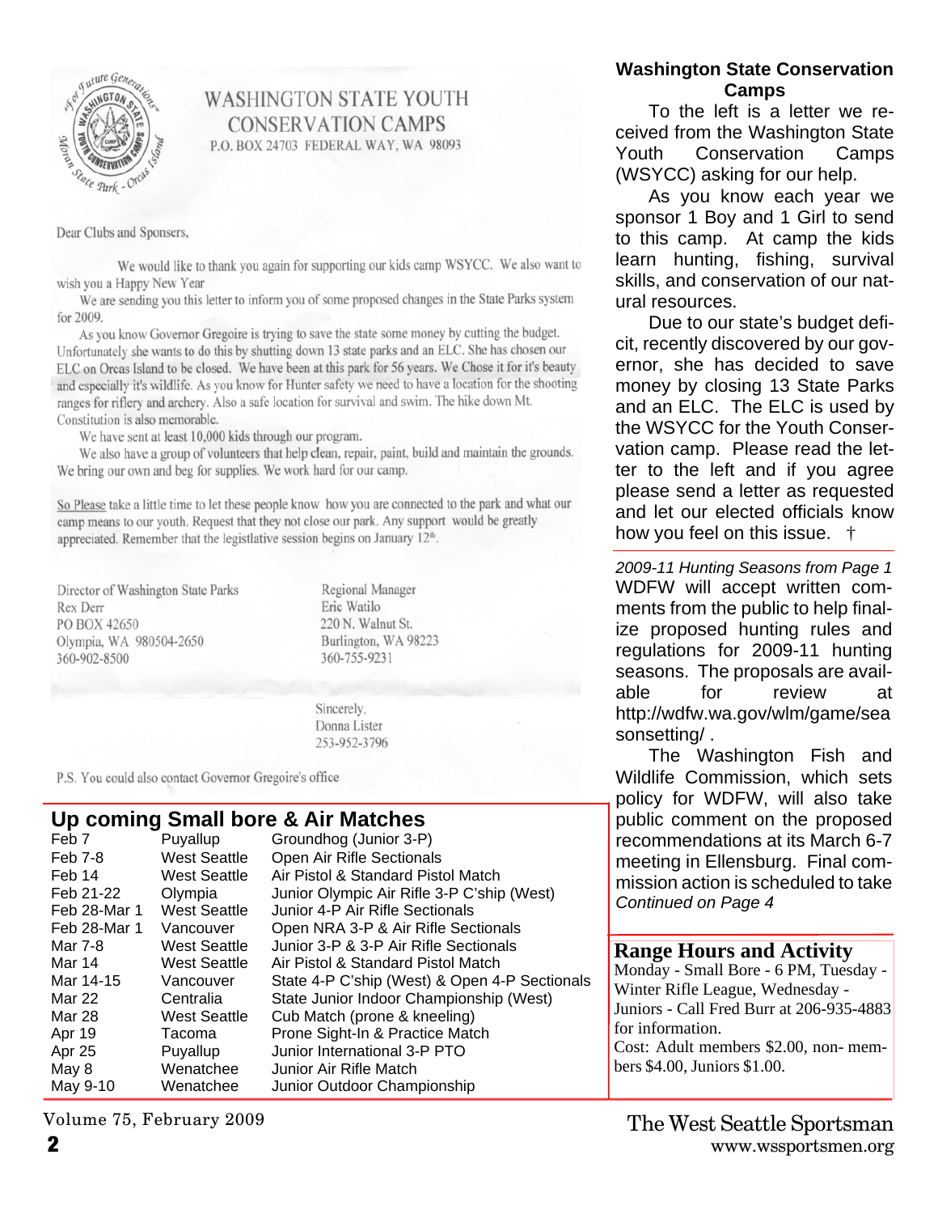WASHINGTON STATE YOUTH CONSERVATION CAMPS
P.O. BOX 24703 FEDERAL WAY, WA 98093

Dear Clubs and Sponsers,

We would like to thank you again for supporting our kids camp WSYCC. We also want to wish you a Happy New Year

We are sending you this letter to inform you of some proposed changes in the State Parks system for 2009.

As you know Governor Gregoire is trying to save the state some money by cutting the budget. Unfortunately she wants to do this by shutting down 13 state parks and an ELC. She has chosen our ELC on Orcas Island to be closed. We have been at this park for 56 years. We Chose it for it's beauty and especially it's wildlife. As you know for Hunter safety we need to have a location for the shooting ranges for riflery and archery. Also a safe location for survival and swim. The hike down Mt. Constitution is also memorable.

We have sent at least 10,000 kids through our program.

We also have a group of volunteers that help clean, repair, paint, build and maintain the grounds. We bring our own and beg for supplies. We work hard for our camp.

So Please take a little time to let these people know how you are connected to the park and what our camp means to our youth. Request that they not close our park. Any support would be greatly appreciated. Remember that the legistlative session begins on January 12th.

Director of Washington State Parks
Rex Derr
PO BOX 42650
Olympia, WA 980504-2650
360-902-8500

Regional Manager
Eric Watilo
220 N. Walnut St.
Burlington, WA 98223
360-755-9231

Sincerely,
Donna Lister
253-952-3796

P.S. You could also contact Governor Gregoire's office

## Up coming Small bore & Air Matches

| | | |
|---|---|---|
| Feb 7 | Puyallup | Groundhog (Junior 3-P) |
| Feb 7-8 | West Seattle | Open Air Rifle Sectionals |
| Feb 14 | West Seattle | Air Pistol & Standard Pistol Match |
| Feb 21-22 | Olympia | Junior Olympic Air Rifle 3-P C'ship (West) |
| Feb 28-Mar 1 | West Seattle | Junior 4-P Air Rifle Sectionals |
| Feb 28-Mar 1 | Vancouver | Open NRA 3-P & Air Rifle Sectionals |
| Mar 7-8 | West Seattle | Junior 3-P & 3-P Air Rifle Sectionals |
| Mar 14 | West Seattle | Air Pistol & Standard Pistol Match |
| Mar 14-15 | Vancouver | State 4-P C'ship (West) & Open 4-P Sectionals |
| Mar 22 | Centralia | State Junior Indoor Championship (West) |
| Mar 28 | West Seattle | Cub Match (prone & kneeling) |
| Apr 19 | Tacoma | Prone Sight-In & Practice Match |
| Apr 25 | Puyallup | Junior International 3-P PTO |
| May 8 | Wenatchee | Junior Air Rifle Match |
| May 9-10 | Wenatchee | Junior Outdoor Championship |

## Washington State Conservation Camps

To the left is a letter we received from the Washington State Youth Conservation Camps (WSYCC) asking for our help.

As you know each year we sponsor 1 Boy and 1 Girl to send to this camp. At camp the kids learn hunting, fishing, survival skills, and conservation of our natural resources.

Due to our state's budget deficit, recently discovered by our governor, she has decided to save money by closing 13 State Parks and an ELC. The ELC is used by the WSYCC for the Youth Conservation camp. Please read the letter to the left and if you agree please send a letter as requested and let our elected officials know how you feel on this issue. †

*2009-11 Hunting Seasons from Page 1*

WDFW will accept written comments from the public to help finalize proposed hunting rules and regulations for 2009-11 hunting seasons. The proposals are available for review at http://wdfw.wa.gov/wlm/game/seasonsetting/ .

The Washington Fish and Wildlife Commission, which sets policy for WDFW, will also take public comment on the proposed recommendations at its March 6-7 meeting in Ellensburg. Final commission action is scheduled to take

*Continued on Page 4*

## Range Hours and Activity

Monday - Small Bore - 6 PM, Tuesday - Winter Rifle League, Wednesday - Juniors - Call Fred Burr at 206-935-4883 for information.

Cost: Adult members $2.00, non- members $4.00, Juniors $1.00.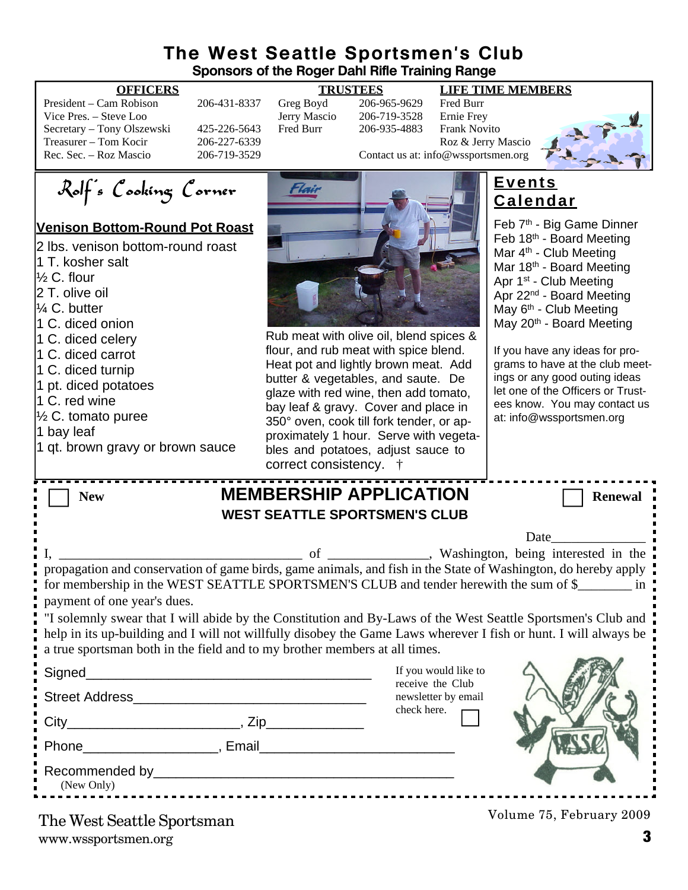# The West Seattle Sportsmen's Club

**Sponsors of the Roger Dahl Rifle Training Range**

| OFFICERS | | TRUSTEES | | LIFE TIME MEMBERS |
|---|---|---|---|---|
| President – Cam Robison | 206-431-8337 | Greg Boyd | 206-965-9629 | Fred Burr |
| Vice Pres. – Steve Loo | | Jerry Mascio | 206-719-3528 | Ernie Frey |
| Secretary – Tony Olszewski | 425-226-5643 | Fred Burr | 206-935-4883 | Frank Novito |
| Treasurer – Tom Kocir | 206-227-6339 | | | Roz & Jerry Mascio |
| Rec. Sec. – Roz Mascio | 206-719-3529 | | | |

Contact us at: info@wssportsmen.org

## Rolf's Cooking Corner

### Venison Bottom-Round Pot Roast

- 2 lbs. venison bottom-round roast
- 1 T. kosher salt
- ½ C. flour
- 2 T. olive oil
- ¼ C. butter
- 1 C. diced onion
- 1 C. diced celery
- 1 C. diced carrot
- 1 C. diced turnip
- 1 pt. diced potatoes
- 1 C. red wine
- ½ C. tomato puree
- 1 bay leaf
- 1 qt. brown gravy or brown sauce

Rub meat with olive oil, blend spices & flour, and rub meat with spice blend. Heat pot and lightly brown meat. Add butter & vegetables, and saute. De glaze with red wine, then add tomato, bay leaf & gravy. Cover and place in 350° oven, cook till fork tender, or approximately 1 hour. Serve with vegetables and potatoes, adjust sauce to correct consistency. †

## Events Calendar

- Feb 7th - Big Game Dinner
- Feb 18th - Board Meeting
- Mar 4th - Club Meeting
- Mar 18th - Board Meeting
- Apr 1st - Club Meeting
- Apr 22nd - Board Meeting
- May 6th - Club Meeting
- May 20th - Board Meeting

If you have any ideas for programs to have at the club meetings or any good outing ideas let one of the Officers or Trustees know. You may contact us at: info@wssportsmen.org

---

☐ New **MEMBERSHIP APPLICATION** ☐ Renewal

**WEST SEATTLE SPORTSMEN'S CLUB**

Date______________

I, ____________________________________ of _______________, Washington, being interested in the propagation and conservation of game birds, game animals, and fish in the State of Washington, do hereby apply for membership in the WEST SEATTLE SPORTSMEN'S CLUB and tender herewith the sum of $________ in payment of one year's dues.

"I solemnly swear that I will abide by the Constitution and By-Laws of the West Seattle Sportsmen's Club and help in its up-building and I will not willfully disobey the Game Laws wherever I fish or hunt. I will always be a true sportsman both in the field and to my brother members at all times.

Signed_______________________________________

Street Address________________________________

City_______________________, Zip_____________

Phone__________________, Email_________________________

Recommended by_________________________________________
(New Only)

If you would like to receive the Club newsletter by email check here. ☐

The West Seattle Sportsman
www.wssportsmen.org

Volume 75, February 2009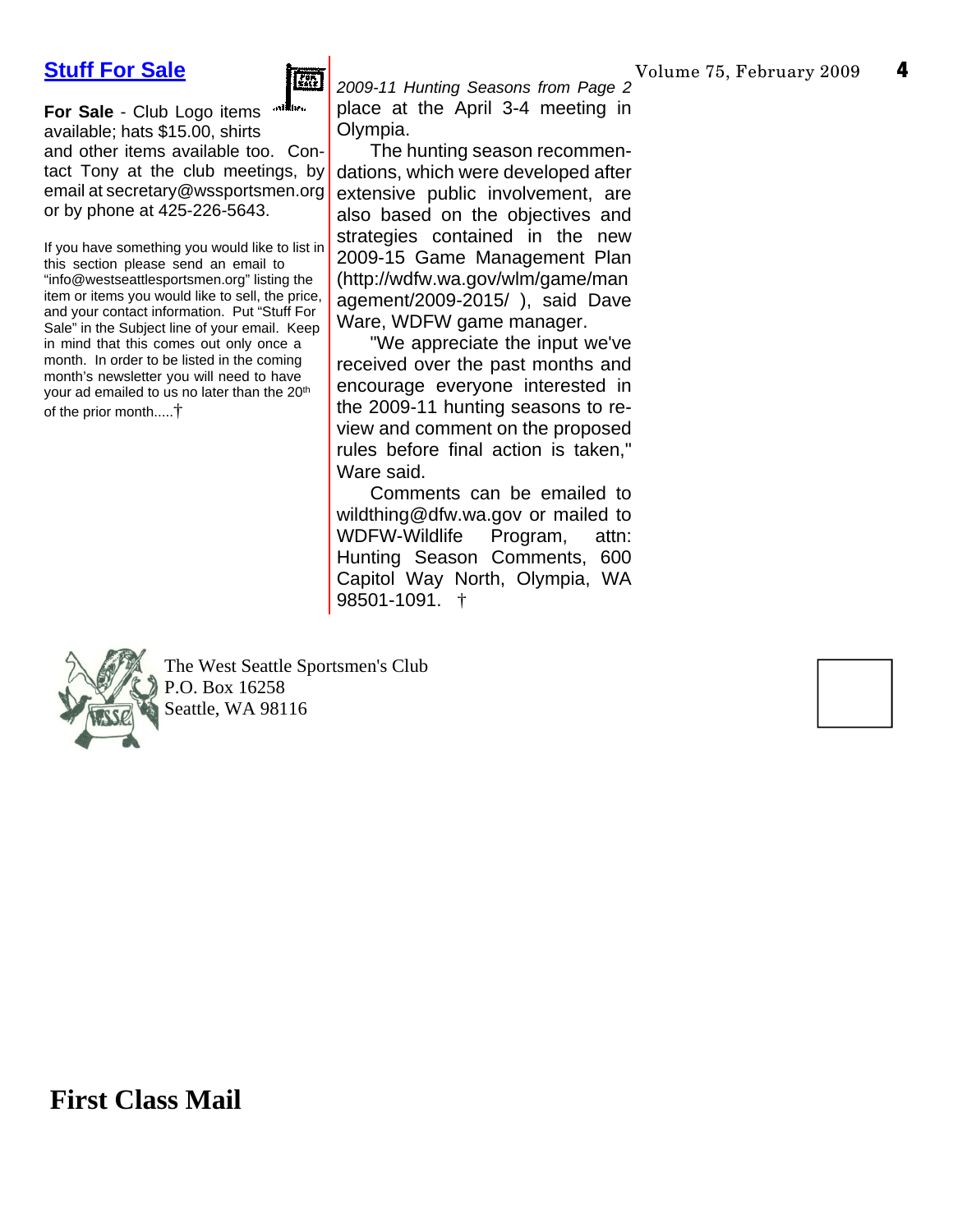## Stuff For Sale

**For Sale** - Club Logo items available; hats $15.00, shirts and other items available too. Contact Tony at the club meetings, by email at secretary@wssportsmen.org or by phone at 425-226-5643.

If you have something you would like to list in this section please send an email to "info@westseattlesportsmen.org" listing the item or items you would like to sell, the price, and your contact information. Put "Stuff For Sale" in the Subject line of your email. Keep in mind that this comes out only once a month. In order to be listed in the coming month's newsletter you will need to have your ad emailed to us no later than the 20th of the prior month.....†

*2009-11 Hunting Seasons from Page 2*

place at the April 3-4 meeting in Olympia.

The hunting season recommendations, which were developed after extensive public involvement, are also based on the objectives and strategies contained in the new 2009-15 Game Management Plan (http://wdfw.wa.gov/wlm/game/management/2009-2015/ ), said Dave Ware, WDFW game manager.

"We appreciate the input we've received over the past months and encourage everyone interested in the 2009-11 hunting seasons to review and comment on the proposed rules before final action is taken," Ware said.

Comments can be emailed to wildthing@dfw.wa.gov or mailed to WDFW-Wildlife Program, attn: Hunting Season Comments, 600 Capitol Way North, Olympia, WA 98501-1091. †

The West Seattle Sportsmen's Club
P.O. Box 16258
Seattle, WA 98116

**First Class Mail**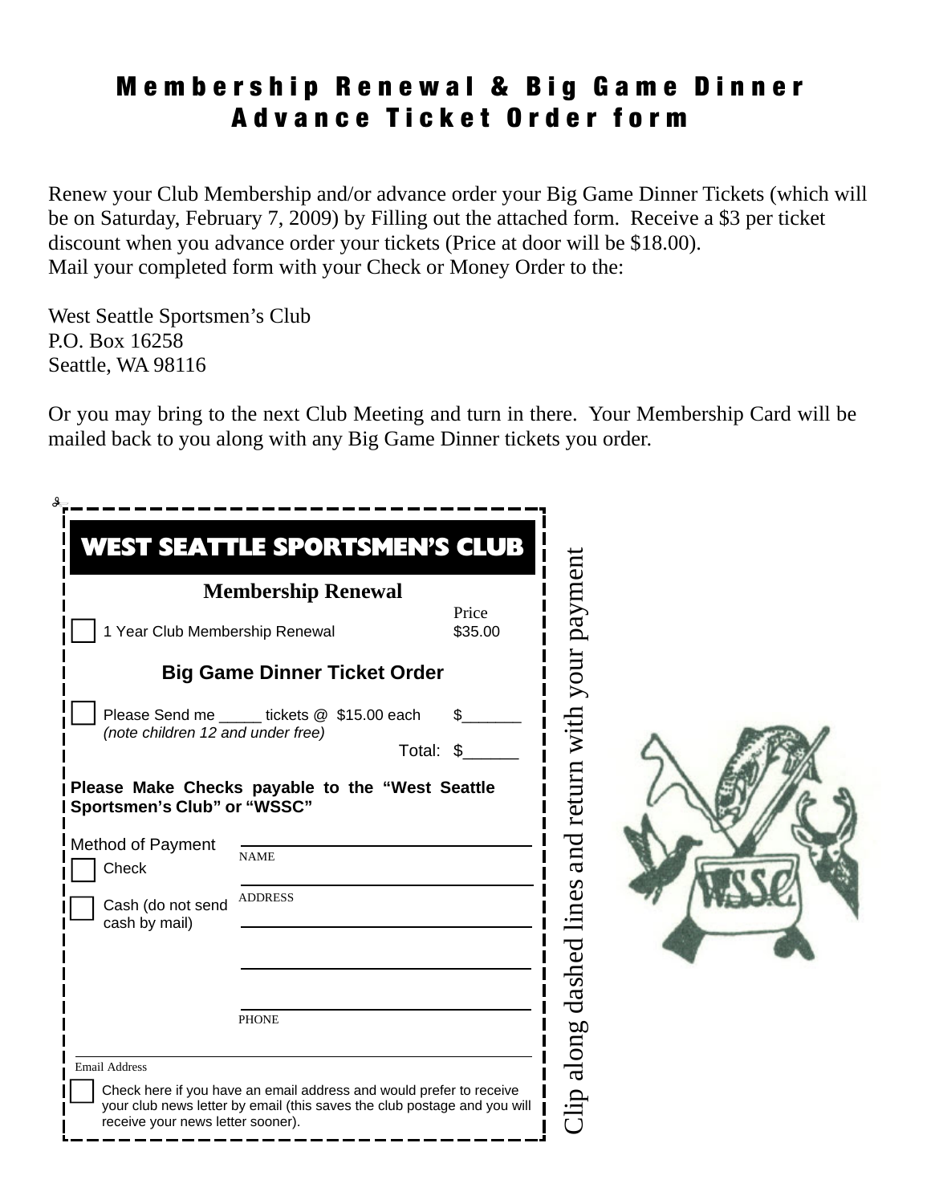# Membership Renewal & Big Game Dinner Advance Ticket Order form

Renew your Club Membership and/or advance order your Big Game Dinner Tickets (which will be on Saturday, February 7, 2009) by Filling out the attached form. Receive a $3 per ticket discount when you advance order your tickets (Price at door will be $18.00).
Mail your completed form with your Check or Money Order to the:

West Seattle Sportsmen's Club
P.O. Box 16258
Seattle, WA 98116

Or you may bring to the next Club Meeting and turn in there. Your Membership Card will be mailed back to you along with any Big Game Dinner tickets you order.

## WEST SEATTLE SPORTSMEN'S CLUB

### Membership Renewal

| | | Price |
|---|---|---|
| ☐ | 1 Year Club Membership Renewal | $35.00 |

### Big Game Dinner Ticket Order

☐ Please Send me _____ tickets @ $15.00 each $_______
*(note children 12 and under free)*

Total: $______

**Please Make Checks payable to the "West Seattle Sportsmen's Club" or "WSSC"**

Method of Payment

☐ Check

☐ Cash (do not send cash by mail)

NAME ______________________

ADDRESS ______________________

______________________

______________________

PHONE ______________________

Email Address ______________________

☐ Check here if you have an email address and would prefer to receive your club news letter by email (this saves the club postage and you will receive your news letter sooner).

Clip along dashed lines and return with your payment